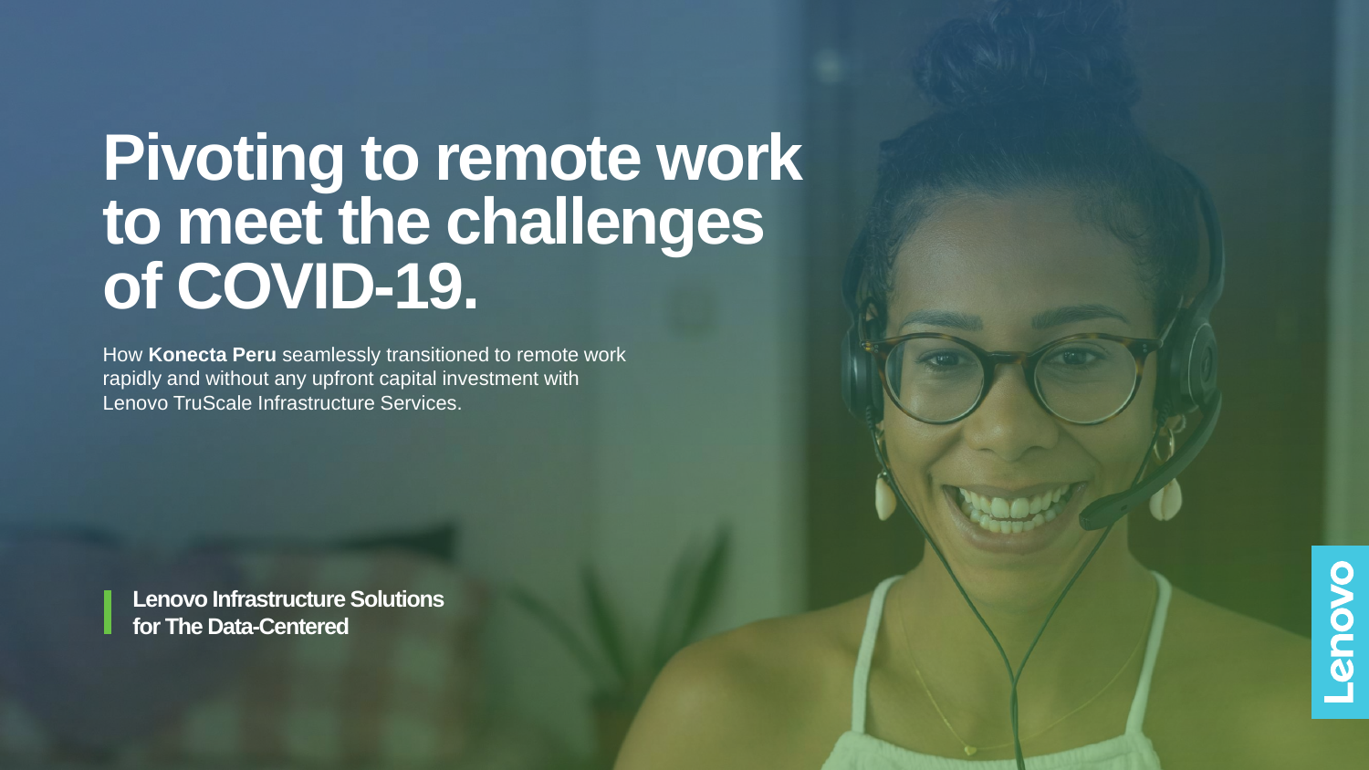# Pivoting to remote work to meet the challenges of COVID-19.

How **Konecta Peru** seamlessly transitioned to remote work rapidly and without any upfront capital investment with Lenovo TruScale Infrastructure Services.

**Lenovo Infrastructure Solutions for The Data-Centered**

Lenovo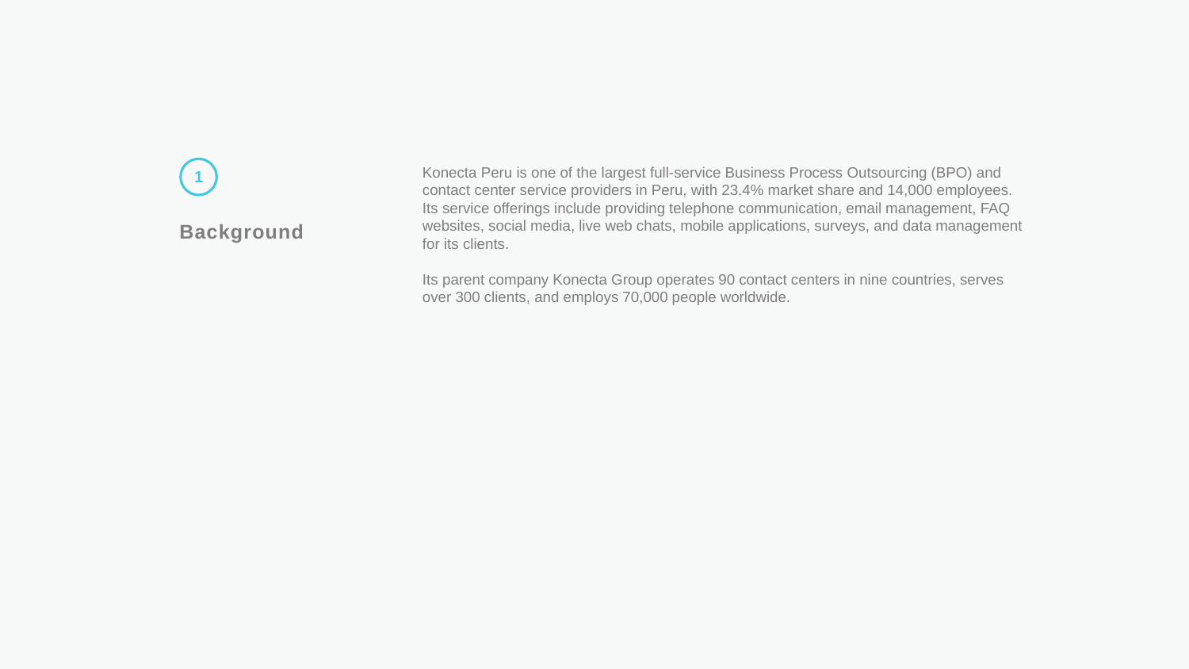1

## Background

Konecta Peru is one of the largest full-service Business Process Outsourcing (BPO) and contact center service providers in Peru, with 23.4% market share and 14,000 employees. Its service offerings include providing telephone communication, email management, FAQ websites, social media, live web chats, mobile applications, surveys, and data management for its clients.

Its parent company Konecta Group operates 90 contact centers in nine countries, serves over 300 clients, and employs 70,000 people worldwide.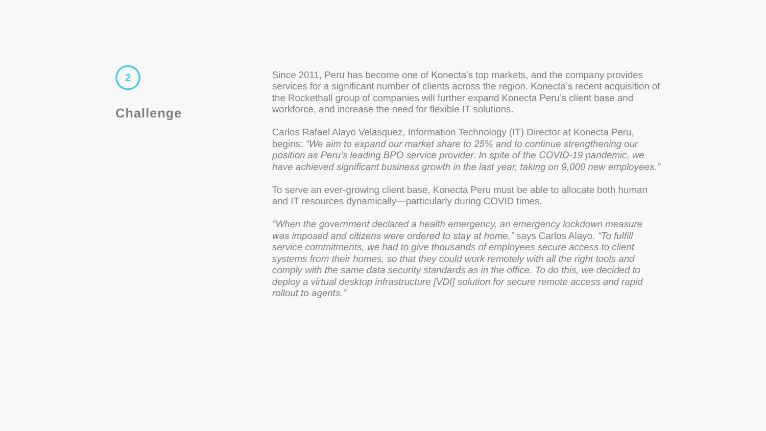2

## Challenge

Since 2011, Peru has become one of Konecta's top markets, and the company provides services for a significant number of clients across the region. Konecta's recent acquisition of the Rockethall group of companies will further expand Konecta Peru's client base and workforce, and increase the need for flexible IT solutions.

Carlos Rafael Alayo Velasquez, Information Technology (IT) Director at Konecta Peru, begins: *"We aim to expand our market share to 25% and to continue strengthening our position as Peru's leading BPO service provider. In spite of the COVID-19 pandemic, we have achieved significant business growth in the last year, taking on 9,000 new employees."*

To serve an ever-growing client base, Konecta Peru must be able to allocate both human and IT resources dynamically—particularly during COVID times.

*"When the government declared a health emergency, an emergency lockdown measure was imposed and citizens were ordered to stay at home,"* says Carlos Alayo. *"To fulfill service commitments, we had to give thousands of employees secure access to client systems from their homes, so that they could work remotely with all the right tools and comply with the same data security standards as in the office. To do this, we decided to deploy a virtual desktop infrastructure [VDI] solution for secure remote access and rapid rollout to agents."*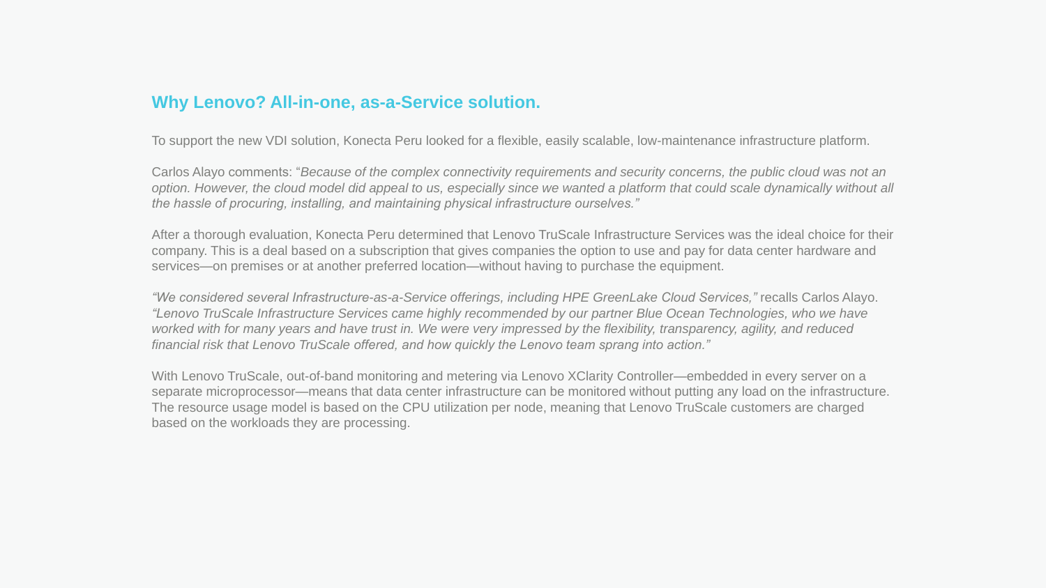## Why Lenovo? All-in-one, as-a-Service solution.

To support the new VDI solution, Konecta Peru looked for a flexible, easily scalable, low-maintenance infrastructure platform.

Carlos Alayo comments: "*Because of the complex connectivity requirements and security concerns, the public cloud was not an option. However, the cloud model did appeal to us, especially since we wanted a platform that could scale dynamically without all the hassle of procuring, installing, and maintaining physical infrastructure ourselves."*

After a thorough evaluation, Konecta Peru determined that Lenovo TruScale Infrastructure Services was the ideal choice for their company. This is a deal based on a subscription that gives companies the option to use and pay for data center hardware and services—on premises or at another preferred location—without having to purchase the equipment.

*"We considered several Infrastructure-as-a-Service offerings, including HPE GreenLake Cloud Services,"* recalls Carlos Alayo. *"Lenovo TruScale Infrastructure Services came highly recommended by our partner Blue Ocean Technologies, who we have worked with for many years and have trust in. We were very impressed by the flexibility, transparency, agility, and reduced financial risk that Lenovo TruScale offered, and how quickly the Lenovo team sprang into action."*

With Lenovo TruScale, out-of-band monitoring and metering via Lenovo XClarity Controller—embedded in every server on a separate microprocessor—means that data center infrastructure can be monitored without putting any load on the infrastructure. The resource usage model is based on the CPU utilization per node, meaning that Lenovo TruScale customers are charged based on the workloads they are processing.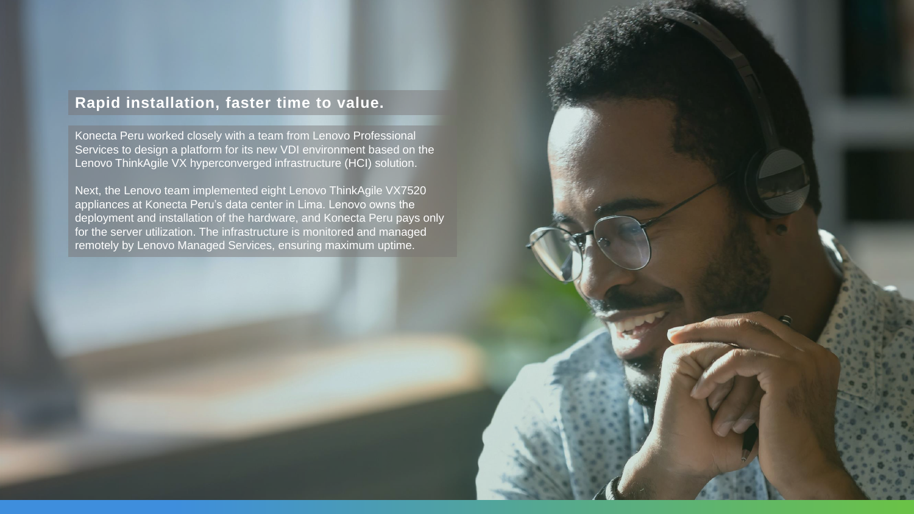## Rapid installation, faster time to value.

Konecta Peru worked closely with a team from Lenovo Professional Services to design a platform for its new VDI environment based on the Lenovo ThinkAgile VX hyperconverged infrastructure (HCI) solution.

Next, the Lenovo team implemented eight Lenovo ThinkAgile VX7520 appliances at Konecta Peru's data center in Lima. Lenovo owns the deployment and installation of the hardware, and Konecta Peru pays only for the server utilization. The infrastructure is monitored and managed remotely by Lenovo Managed Services, ensuring maximum uptime.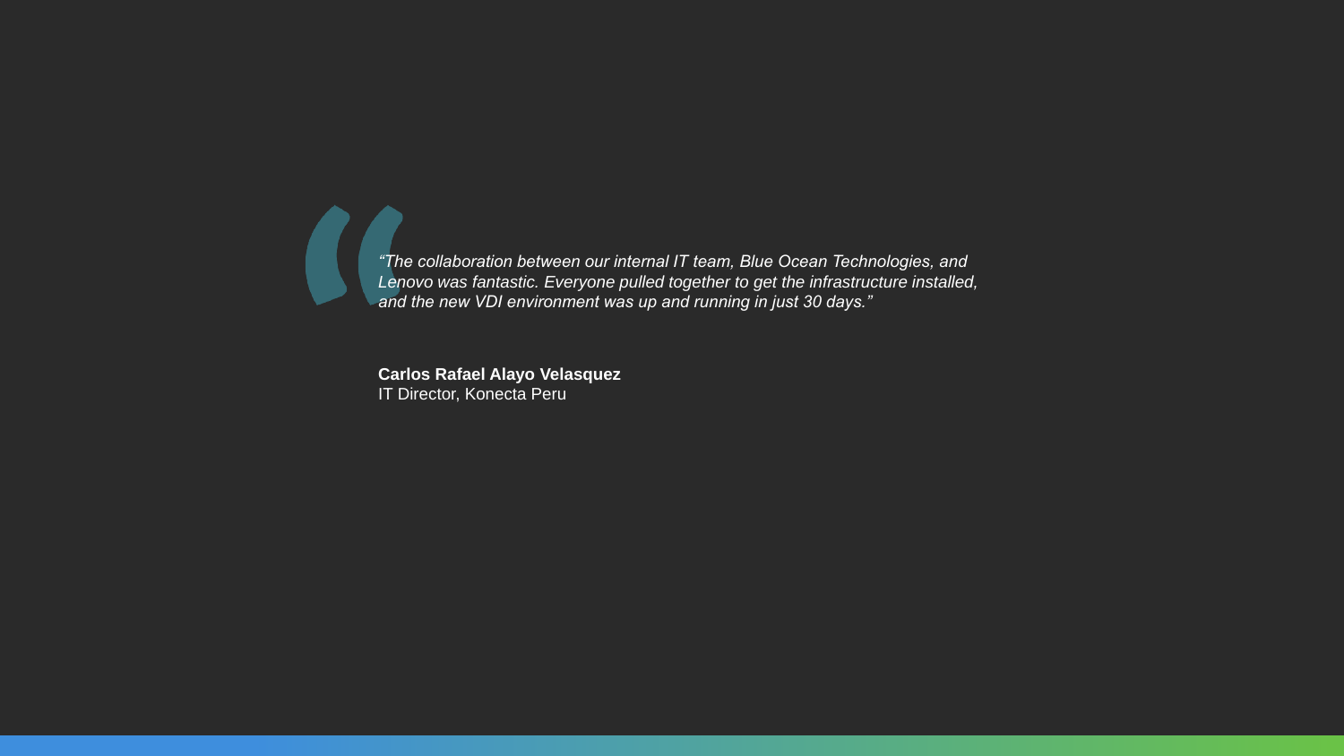*“The collaboration between our internal IT team, Blue Ocean Technologies, and Lenovo was fantastic. Everyone pulled together to get the infrastructure installed, and the new VDI environment was up and running in just 30 days.”*

**Carlos Rafael Alayo Velasquez**
IT Director, Konecta Peru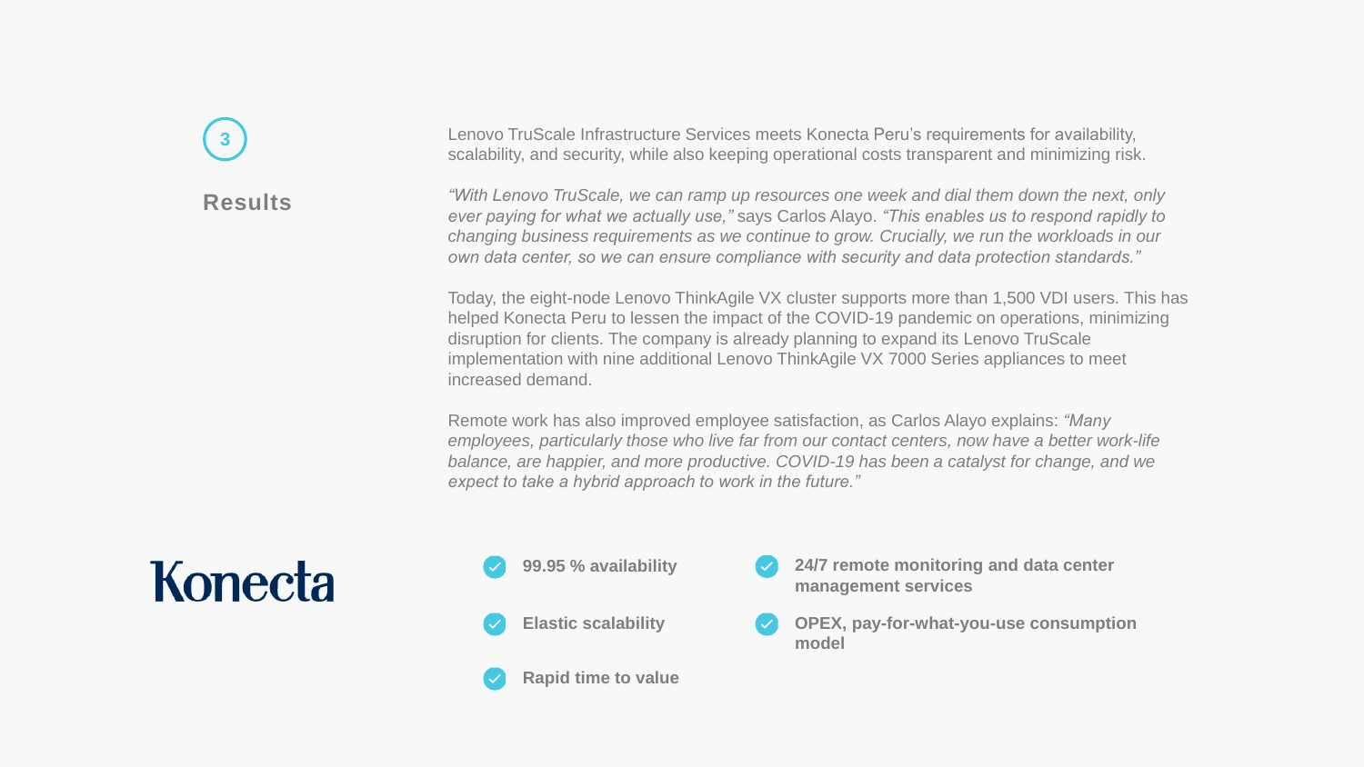3

## Results

Lenovo TruScale Infrastructure Services meets Konecta Peru's requirements for availability, scalability, and security, while also keeping operational costs transparent and minimizing risk.

*"With Lenovo TruScale, we can ramp up resources one week and dial them down the next, only ever paying for what we actually use,"* says Carlos Alayo. *"This enables us to respond rapidly to changing business requirements as we continue to grow. Crucially, we run the workloads in our own data center, so we can ensure compliance with security and data protection standards."*

Today, the eight-node Lenovo ThinkAgile VX cluster supports more than 1,500 VDI users. This has helped Konecta Peru to lessen the impact of the COVID-19 pandemic on operations, minimizing disruption for clients. The company is already planning to expand its Lenovo TruScale implementation with nine additional Lenovo ThinkAgile VX 7000 Series appliances to meet increased demand.

Remote work has also improved employee satisfaction, as Carlos Alayo explains: *"Many employees, particularly those who live far from our contact centers, now have a better work-life balance, are happier, and more productive. COVID-19 has been a catalyst for change, and we expect to take a hybrid approach to work in the future."*

Konecta

- **99.95 % availability**
- **Elastic scalability**
- **Rapid time to value**
- **24/7 remote monitoring and data center management services**
- **OPEX, pay-for-what-you-use consumption model**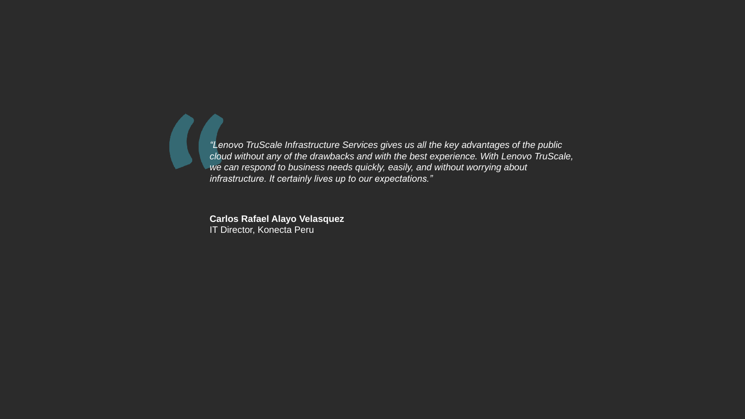*“Lenovo TruScale Infrastructure Services gives us all the key advantages of the public cloud without any of the drawbacks and with the best experience. With Lenovo TruScale, we can respond to business needs quickly, easily, and without worrying about infrastructure. It certainly lives up to our expectations.”*

**Carlos Rafael Alayo Velasquez**
IT Director, Konecta Peru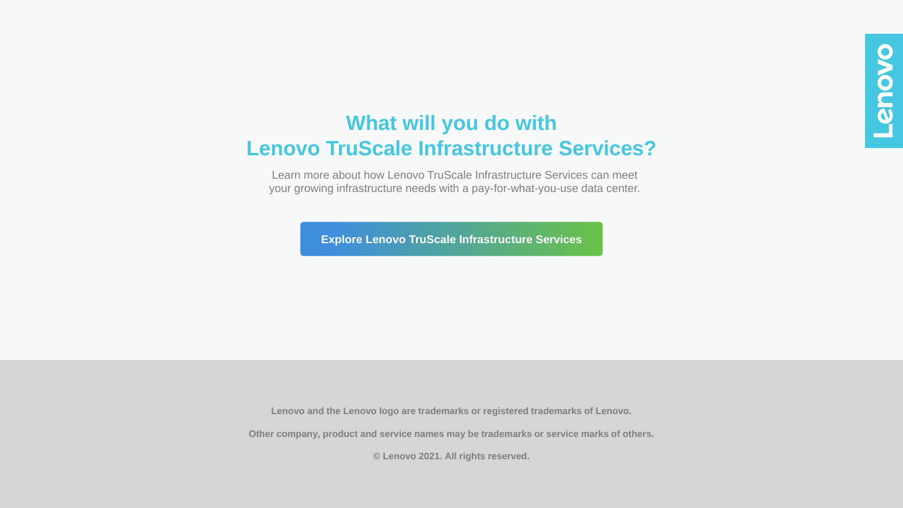# What will you do with Lenovo TruScale Infrastructure Services?

Learn more about how Lenovo TruScale Infrastructure Services can meet your growing infrastructure needs with a pay-for-what-you-use data center.

**Explore Lenovo TruScale Infrastructure Services**

**Lenovo and the Lenovo logo are trademarks or registered trademarks of Lenovo.**

**Other company, product and service names may be trademarks or service marks of others.**

**© Lenovo 2021. All rights reserved.**